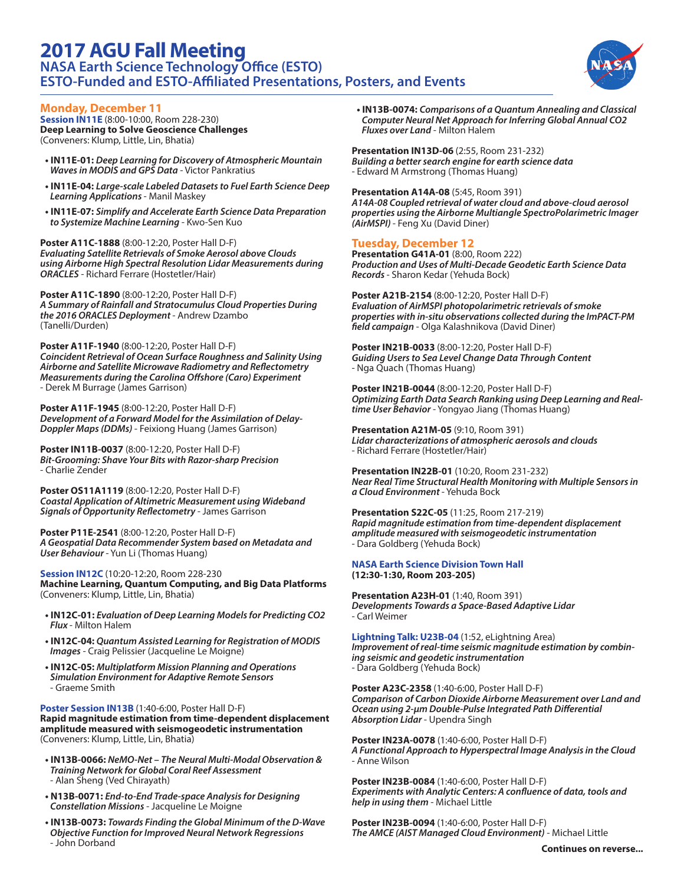# 2017 AGU Fall Meeting

## NASA Earth Science Technology Office (ESTO)

## ESTO-Funded and ESTO-Affiliated Presentations, Posters, and Events

### Monday, December 11

**Session IN11E** (8:00-10:00, Room 228-230)
**Deep Learning to Solve Geoscience Challenges**
(Conveners: Klump, Little, Lin, Bhatia)

- **IN11E-01:** ***Deep Learning for Discovery of Atmospheric Mountain Waves in MODIS and GPS Data*** - Victor Pankratius
- **IN11E-04:** ***Large-scale Labeled Datasets to Fuel Earth Science Deep Learning Applications*** - Manil Maskey
- **IN11E-07:** ***Simplify and Accelerate Earth Science Data Preparation to Systemize Machine Learning*** - Kwo-Sen Kuo

**Poster A11C-1888** (8:00-12:20, Poster Hall D-F)
***Evaluating Satellite Retrievals of Smoke Aerosol above Clouds using Airborne High Spectral Resolution Lidar Measurements during ORACLES*** - Richard Ferrare (Hostetler/Hair)

**Poster A11C-1890** (8:00-12:20, Poster Hall D-F)
***A Summary of Rainfall and Stratocumulus Cloud Properties During the 2016 ORACLES Deployment*** - Andrew Dzambo (Tanelli/Durden)

**Poster A11F-1940** (8:00-12:20, Poster Hall D-F)
***Coincident Retrieval of Ocean Surface Roughness and Salinity Using Airborne and Satellite Microwave Radiometry and Reflectometry Measurements during the Carolina Offshore (Caro) Experiment*** - Derek M Burrage (James Garrison)

**Poster A11F-1945** (8:00-12:20, Poster Hall D-F)
***Development of a Forward Model for the Assimilation of Delay-Doppler Maps (DDMs)*** - Feixiong Huang (James Garrison)

**Poster IN11B-0037** (8:00-12:20, Poster Hall D-F)
***Bit-Grooming: Shave Your Bits with Razor-sharp Precision*** - Charlie Zender

**Poster OS11A1119** (8:00-12:20, Poster Hall D-F)
***Coastal Application of Altimetric Measurement using Wideband Signals of Opportunity Reflectometry*** - James Garrison

**Poster P11E-2541** (8:00-12:20, Poster Hall D-F)
***A Geospatial Data Recommender System based on Metadata and User Behaviour*** - Yun Li (Thomas Huang)

**Session IN12C** (10:20-12:20, Room 228-230)
**Machine Learning, Quantum Computing, and Big Data Platforms**
(Conveners: Klump, Little, Lin, Bhatia)

- **IN12C-01:** ***Evaluation of Deep Learning Models for Predicting CO2 Flux*** - Milton Halem
- **IN12C-04:** ***Quantum Assisted Learning for Registration of MODIS Images*** - Craig Pelissier (Jacqueline Le Moigne)
- **IN12C-05:** ***Multiplatform Mission Planning and Operations Simulation Environment for Adaptive Remote Sensors*** - Graeme Smith

**Poster Session IN13B** (1:40-6:00, Poster Hall D-F)
**Rapid magnitude estimation from time-dependent displacement amplitude measured with seismogeodetic instrumentation**
(Conveners: Klump, Little, Lin, Bhatia)

- **IN13B-0066:** ***NeMO-Net – The Neural Multi-Modal Observation & Training Network for Global Coral Reef Assessment*** - Alan Sheng (Ved Chirayath)
- **N13B-0071:** ***End-to-End Trade-space Analysis for Designing Constellation Missions*** - Jacqueline Le Moigne
- **IN13B-0073:** ***Towards Finding the Global Minimum of the D-Wave Objective Function for Improved Neural Network Regressions*** - John Dorband
- **IN13B-0074:** ***Comparisons of a Quantum Annealing and Classical Computer Neural Net Approach for Inferring Global Annual CO2 Fluxes over Land*** - Milton Halem

**Presentation IN13D-06** (2:55, Room 231-232)
***Building a better search engine for earth science data*** - Edward M Armstrong (Thomas Huang)

**Presentation A14A-08** (5:45, Room 391)
***A14A-08 Coupled retrieval of water cloud and above-cloud aerosol properties using the Airborne Multiangle SpectroPolarimetric Imager (AirMSPI)*** - Feng Xu (David Diner)

### Tuesday, December 12

**Presentation G41A-01** (8:00, Room 222)
***Production and Uses of Multi-Decade Geodetic Earth Science Data Records*** - Sharon Kedar (Yehuda Bock)

**Poster A21B-2154** (8:00-12:20, Poster Hall D-F)
***Evaluation of AirMSPI photopolarimetric retrievals of smoke properties with in-situ observations collected during the ImPACT-PM field campaign*** - Olga Kalashnikova (David Diner)

**Poster IN21B-0033** (8:00-12:20, Poster Hall D-F)
***Guiding Users to Sea Level Change Data Through Content*** - Nga Quach (Thomas Huang)

**Poster IN21B-0044** (8:00-12:20, Poster Hall D-F)
***Optimizing Earth Data Search Ranking using Deep Learning and Real-time User Behavior*** - Yongyao Jiang (Thomas Huang)

**Presentation A21M-05** (9:10, Room 391)
***Lidar characterizations of atmospheric aerosols and clouds*** - Richard Ferrare (Hostetler/Hair)

**Presentation IN22B-01** (10:20, Room 231-232)
***Near Real Time Structural Health Monitoring with Multiple Sensors in a Cloud Environment*** - Yehuda Bock

**Presentation S22C-05** (11:25, Room 217-219)
***Rapid magnitude estimation from time-dependent displacement amplitude measured with seismogeodetic instrumentation*** - Dara Goldberg (Yehuda Bock)

**NASA Earth Science Division Town Hall**
**(12:30-1:30, Room 203-205)**

**Presentation A23H-01** (1:40, Room 391)
***Developments Towards a Space-Based Adaptive Lidar*** - Carl Weimer

**Lightning Talk: U23B-04** (1:52, eLightning Area)
***Improvement of real-time seismic magnitude estimation by combining seismic and geodetic instrumentation*** - Dara Goldberg (Yehuda Bock)

**Poster A23C-2358** (1:40-6:00, Poster Hall D-F)
***Comparison of Carbon Dioxide Airborne Measurement over Land and Ocean using 2-µm Double-Pulse Integrated Path Differential Absorption Lidar*** - Upendra Singh

**Poster IN23A-0078** (1:40-6:00, Poster Hall D-F)
***A Functional Approach to Hyperspectral Image Analysis in the Cloud*** - Anne Wilson

**Poster IN23B-0084** (1:40-6:00, Poster Hall D-F)
***Experiments with Analytic Centers: A confluence of data, tools and help in using them*** - Michael Little

**Poster IN23B-0094** (1:40-6:00, Poster Hall D-F)
***The AMCE (AIST Managed Cloud Environment)*** - Michael Little

**Continues on reverse...**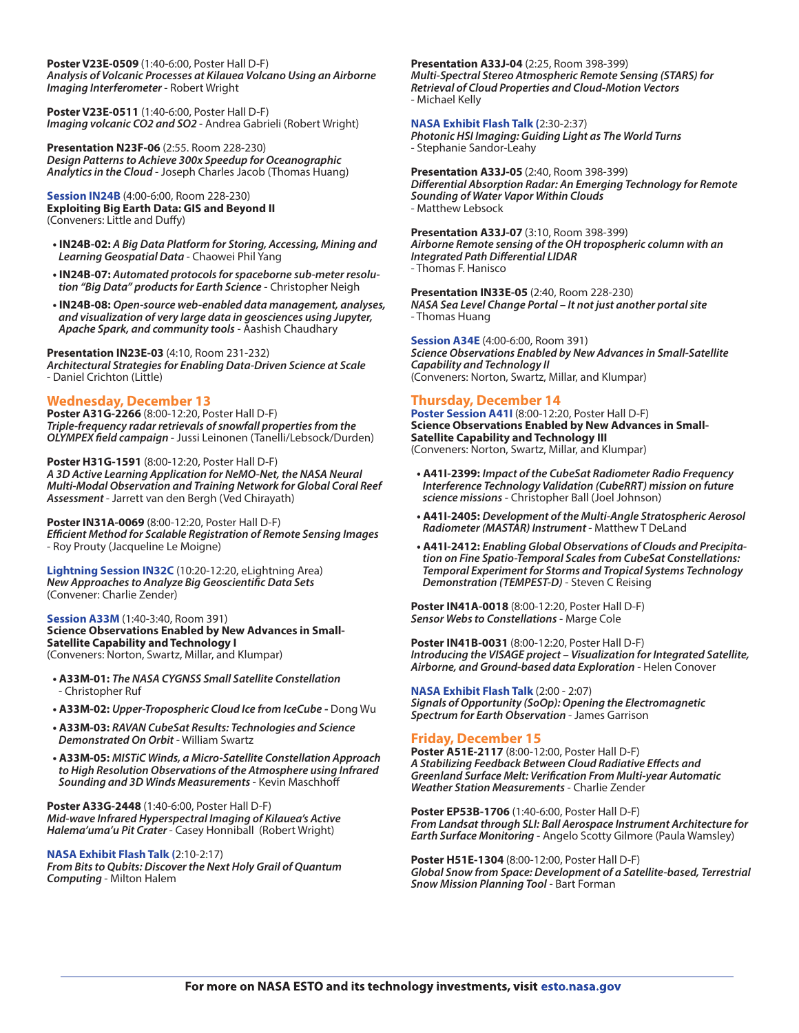**Poster V23E-0509** (1:40-6:00, Poster Hall D-F)
***Analysis of Volcanic Processes at Kilauea Volcano Using an Airborne Imaging Interferometer*** - Robert Wright

**Poster V23E-0511** (1:40-6:00, Poster Hall D-F)
***Imaging volcanic CO2 and SO2*** - Andrea Gabrieli (Robert Wright)

**Presentation N23F-06** (2:55. Room 228-230)
***Design Patterns to Achieve 300x Speedup for Oceanographic Analytics in the Cloud*** - Joseph Charles Jacob (Thomas Huang)

**Session IN24B** (4:00-6:00, Room 228-230)
**Exploiting Big Earth Data: GIS and Beyond II**
(Conveners: Little and Duffy)

- **IN24B-02:** ***A Big Data Platform for Storing, Accessing, Mining and Learning Geospatial Data*** - Chaowei Phil Yang
- **IN24B-07:** ***Automated protocols for spaceborne sub-meter resolution "Big Data" products for Earth Science*** - Christopher Neigh
- **IN24B-08:** ***Open-source web-enabled data management, analyses, and visualization of very large data in geosciences using Jupyter, Apache Spark, and community tools*** - Aashish Chaudhary

**Presentation IN23E-03** (4:10, Room 231-232)
***Architectural Strategies for Enabling Data-Driven Science at Scale*** - Daniel Crichton (Little)

## Wednesday, December 13

**Poster A31G-2266** (8:00-12:20, Poster Hall D-F)
***Triple-frequency radar retrievals of snowfall properties from the OLYMPEX field campaign*** - Jussi Leinonen (Tanelli/Lebsock/Durden)

**Poster H31G-1591** (8:00-12:20, Poster Hall D-F)
***A 3D Active Learning Application for NeMO-Net, the NASA Neural Multi-Modal Observation and Training Network for Global Coral Reef Assessment*** - Jarrett van den Bergh (Ved Chirayath)

**Poster IN31A-0069** (8:00-12:20, Poster Hall D-F)
***Efficient Method for Scalable Registration of Remote Sensing Images*** - Roy Prouty (Jacqueline Le Moigne)

**Lightning Session IN32C** (10:20-12:20, eLightning Area)
***New Approaches to Analyze Big Geoscientific Data Sets***
(Convener: Charlie Zender)

**Session A33M** (1:40-3:40, Room 391)
**Science Observations Enabled by New Advances in Small-Satellite Capability and Technology I**
(Conveners: Norton, Swartz, Millar, and Klumpar)

- **A33M-01:** ***The NASA CYGNSS Small Satellite Constellation*** - Christopher Ruf
- **A33M-02:** ***Upper-Tropospheric Cloud Ice from IceCube*** **-** Dong Wu
- **A33M-03:** ***RAVAN CubeSat Results: Technologies and Science Demonstrated On Orbit*** - William Swartz
- **A33M-05:** ***MISTiC Winds, a Micro-Satellite Constellation Approach to High Resolution Observations of the Atmosphere using Infrared Sounding and 3D Winds Measurements*** - Kevin Maschhoff

**Poster A33G-2448** (1:40-6:00, Poster Hall D-F)
***Mid-wave Infrared Hyperspectral Imaging of Kilauea's Active Halema'uma'u Pit Crater*** - Casey Honniball (Robert Wright)

**NASA Exhibit Flash Talk** (2:10-2:17)
***From Bits to Qubits: Discover the Next Holy Grail of Quantum Computing*** - Milton Halem

**Presentation A33J-04** (2:25, Room 398-399)
***Multi-Spectral Stereo Atmospheric Remote Sensing (STARS) for Retrieval of Cloud Properties and Cloud-Motion Vectors*** - Michael Kelly

**NASA Exhibit Flash Talk** (2:30-2:37)
***Photonic HSI Imaging: Guiding Light as The World Turns*** - Stephanie Sandor-Leahy

**Presentation A33J-05** (2:40, Room 398-399)
***Differential Absorption Radar: An Emerging Technology for Remote Sounding of Water Vapor Within Clouds*** - Matthew Lebsock

**Presentation A33J-07** (3:10, Room 398-399)
***Airborne Remote sensing of the OH tropospheric column with an Integrated Path Differential LIDAR*** - Thomas F. Hanisco

**Presentation IN33E-05** (2:40, Room 228-230)
***NASA Sea Level Change Portal – It not just another portal site*** - Thomas Huang

**Session A34E** (4:00-6:00, Room 391)
***Science Observations Enabled by New Advances in Small-Satellite Capability and Technology II***
(Conveners: Norton, Swartz, Millar, and Klumpar)

## Thursday, December 14

**Poster Session A41I** (8:00-12:20, Poster Hall D-F)
**Science Observations Enabled by New Advances in Small-Satellite Capability and Technology III**
(Conveners: Norton, Swartz, Millar, and Klumpar)

- **A41I-2399:** ***Impact of the CubeSat Radiometer Radio Frequency Interference Technology Validation (CubeRRT) mission on future science missions*** - Christopher Ball (Joel Johnson)
- **A41I-2405:** ***Development of the Multi-Angle Stratospheric Aerosol Radiometer (MASTAR) Instrument*** - Matthew T DeLand
- **A41I-2412:** ***Enabling Global Observations of Clouds and Precipitation on Fine Spatio-Temporal Scales from CubeSat Constellations: Temporal Experiment for Storms and Tropical Systems Technology Demonstration (TEMPEST-D)*** - Steven C Reising

**Poster IN41A-0018** (8:00-12:20, Poster Hall D-F)
***Sensor Webs to Constellations*** - Marge Cole

**Poster IN41B-0031** (8:00-12:20, Poster Hall D-F)
***Introducing the VISAGE project – Visualization for Integrated Satellite, Airborne, and Ground-based data Exploration*** - Helen Conover

**NASA Exhibit Flash Talk** (2:00 - 2:07)
***Signals of Opportunity (SoOp): Opening the Electromagnetic Spectrum for Earth Observation*** - James Garrison

## Friday, December 15

**Poster A51E-2117** (8:00-12:00, Poster Hall D-F)
***A Stabilizing Feedback Between Cloud Radiative Effects and Greenland Surface Melt: Verification From Multi-year Automatic Weather Station Measurements*** - Charlie Zender

**Poster EP53B-1706** (1:40-6:00, Poster Hall D-F)
***From Landsat through SLI: Ball Aerospace Instrument Architecture for Earth Surface Monitoring*** - Angelo Scotty Gilmore (Paula Wamsley)

**Poster H51E-1304** (8:00-12:00, Poster Hall D-F)
***Global Snow from Space: Development of a Satellite-based, Terrestrial Snow Mission Planning Tool*** - Bart Forman

**For more on NASA ESTO and its technology investments, visit esto.nasa.gov**